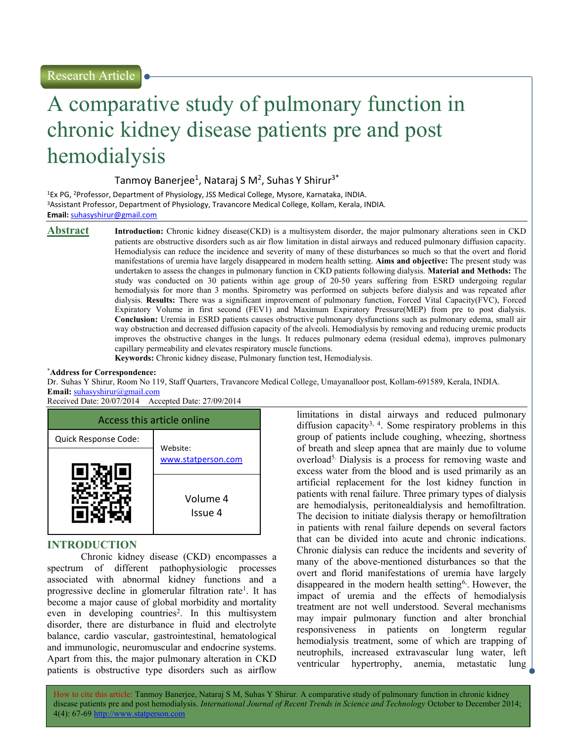Research Article

# A comparative study of pulmonary function in chronic kidney disease patients pre and post hemodialysis

Tanmoy Banerjee[1], Nataraj S M[2], Suhas Y Shirur[3*]

[1]Ex PG, [2]Professor, Department of Physiology, JSS Medical College, Mysore, Karnataka, INDIA.
[3]Assistant Professor, Department of Physiology, Travancore Medical College, Kollam, Kerala, INDIA.
**Email:** suhasyshirur@gmail.com

## Abstract

**Introduction:** Chronic kidney disease(CKD) is a multisystem disorder, the major pulmonary alterations seen in CKD patients are obstructive disorders such as air flow limitation in distal airways and reduced pulmonary diffusion capacity. Hemodialysis can reduce the incidence and severity of many of these disturbances so much so that the overt and florid manifestations of uremia have largely disappeared in modern health setting. **Aims and objective:** The present study was undertaken to assess the changes in pulmonary function in CKD patients following dialysis. **Material and Methods:** The study was conducted on 30 patients within age group of 20-50 years suffering from ESRD undergoing regular hemodialysis for more than 3 months. Spirometry was performed on subjects before dialysis and was repeated after dialysis. **Results:** There was a significant improvement of pulmonary function, Forced Vital Capacity(FVC), Forced Expiratory Volume in first second (FEV1) and Maximum Expiratory Pressure(MEP) from pre to post dialysis. **Conclusion:** Uremia in ESRD patients causes obstructive pulmonary dysfunctions such as pulmonary edema, small air way obstruction and decreased diffusion capacity of the alveoli. Hemodialysis by removing and reducing uremic products improves the obstructive changes in the lungs. It reduces pulmonary edema (residual edema), improves pulmonary capillary permeability and elevates respiratory muscle functions.

**Keywords:** Chronic kidney disease, Pulmonary function test, Hemodialysis.

*__Address for Correspondence:__
Dr. Suhas Y Shirur, Room No 119, Staff Quarters, Travancore Medical College, Umayanalloor post, Kollam-691589, Kerala, INDIA.
**Email:** suhasyshirur@gmail.com
Received Date: 20/07/2014 Accepted Date: 27/09/2014

| Access this article online | |
|---|---|
| Quick Response Code: | Website: www.statperson.com |
| | Volume 4 Issue 4 |

## INTRODUCTION

Chronic kidney disease (CKD) encompasses a spectrum of different pathophysiologic processes associated with abnormal kidney functions and a progressive decline in glomerular filtration rate[1]. It has become a major cause of global morbidity and mortality even in developing countries[2]. In this multisystem disorder, there are disturbance in fluid and electrolyte balance, cardio vascular, gastrointestinal, hematological and immunologic, neuromuscular and endocrine systems. Apart from this, the major pulmonary alteration in CKD patients is obstructive type disorders such as airflow limitations in distal airways and reduced pulmonary diffusion capacity[3, 4]. Some respiratory problems in this group of patients include coughing, wheezing, shortness of breath and sleep apnea that are mainly due to volume overload[5]. Dialysis is a process for removing waste and excess water from the blood and is used primarily as an artificial replacement for the lost kidney function in patients with renal failure. Three primary types of dialysis are hemodialysis, peritonealdialysis and hemofiltration. The decision to initiate dialysis therapy or hemofiltration in patients with renal failure depends on several factors that can be divided into acute and chronic indications. Chronic dialysis can reduce the incidents and severity of many of the above-mentioned disturbances so that the overt and florid manifestations of uremia have largely disappeared in the modern health setting[6]. However, the impact of uremia and the effects of hemodialysis treatment are not well understood. Several mechanisms may impair pulmonary function and alter bronchial responsiveness in patients on longterm regular hemodialysis treatment, some of which are trapping of neutrophils, increased extravascular lung water, left ventricular hypertrophy, anemia, metastatic lung

How to cite this article: Tanmoy Banerjee, Nataraj S M, Suhas Y Shirur. A comparative study of pulmonary function in chronic kidney disease patients pre and post hemodialysis. *International Journal of Recent Trends in Science and Technology* October to December 2014; 4(4): 67-69 http://www.statperson.com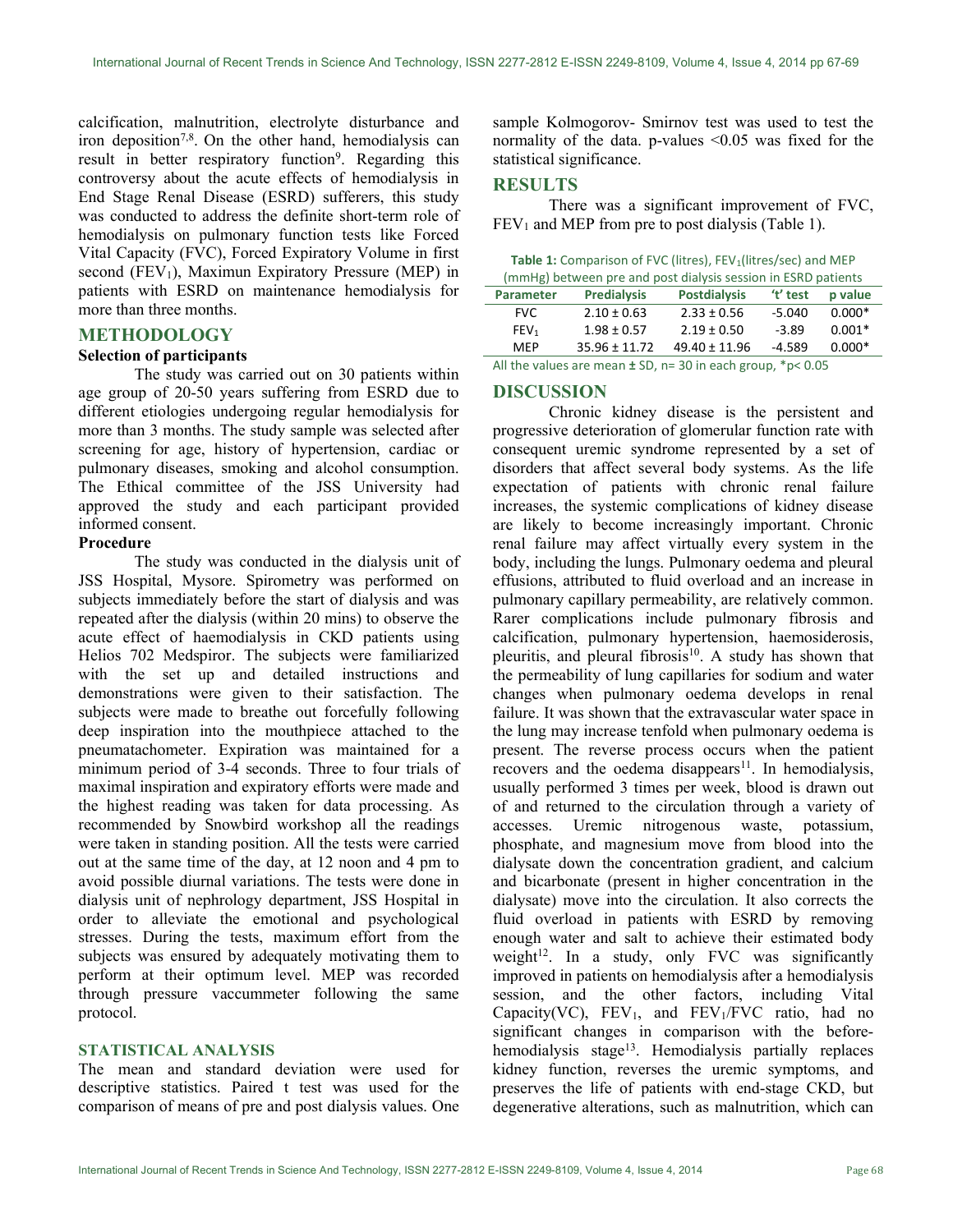calcification, malnutrition, electrolyte disturbance and iron deposition[7,8]. On the other hand, hemodialysis can result in better respiratory function[9]. Regarding this controversy about the acute effects of hemodialysis in End Stage Renal Disease (ESRD) sufferers, this study was conducted to address the definite short-term role of hemodialysis on pulmonary function tests like Forced Vital Capacity (FVC), Forced Expiratory Volume in first second ($FEV_1$), Maximun Expiratory Pressure (MEP) in patients with ESRD on maintenance hemodialysis for more than three months.

## METHODOLOGY

### Selection of participants

The study was carried out on 30 patients within age group of 20-50 years suffering from ESRD due to different etiologies undergoing regular hemodialysis for more than 3 months. The study sample was selected after screening for age, history of hypertension, cardiac or pulmonary diseases, smoking and alcohol consumption. The Ethical committee of the JSS University had approved the study and each participant provided informed consent.

### Procedure

The study was conducted in the dialysis unit of JSS Hospital, Mysore. Spirometry was performed on subjects immediately before the start of dialysis and was repeated after the dialysis (within 20 mins) to observe the acute effect of haemodialysis in CKD patients using Helios 702 Medspiror. The subjects were familiarized with the set up and detailed instructions and demonstrations were given to their satisfaction. The subjects were made to breathe out forcefully following deep inspiration into the mouthpiece attached to the pneumatachometer. Expiration was maintained for a minimum period of 3-4 seconds. Three to four trials of maximal inspiration and expiratory efforts were made and the highest reading was taken for data processing. As recommended by Snowbird workshop all the readings were taken in standing position. All the tests were carried out at the same time of the day, at 12 noon and 4 pm to avoid possible diurnal variations. The tests were done in dialysis unit of nephrology department, JSS Hospital in order to alleviate the emotional and psychological stresses. During the tests, maximum effort from the subjects was ensured by adequately motivating them to perform at their optimum level. MEP was recorded through pressure vaccummeter following the same protocol.

## STATISTICAL ANALYSIS

The mean and standard deviation were used for descriptive statistics. Paired t test was used for the comparison of means of pre and post dialysis values. One sample Kolmogorov- Smirnov test was used to test the normality of the data. p-values <0.05 was fixed for the statistical significance.

## RESULTS

There was a significant improvement of FVC, $FEV_1$ and MEP from pre to post dialysis (Table 1).

**Table 1:** Comparison of FVC (litres), $FEV_1$(litres/sec) and MEP (mmHg) between pre and post dialysis session in ESRD patients

| Parameter | Predialysis | Postdialysis | 't' test | p value |
|---|---|---|---|---|
| FVC | 2.10 ± 0.63 | 2.33 ± 0.56 | -5.040 | 0.000* |
| $FEV_1$ | 1.98 ± 0.57 | 2.19 ± 0.50 | -3.89 | 0.001* |
| MEP | 35.96 ± 11.72 | 49.40 ± 11.96 | -4.589 | 0.000* |

All the values are mean ± SD, n= 30 in each group, *p< 0.05

## DISCUSSION

Chronic kidney disease is the persistent and progressive deterioration of glomerular function rate with consequent uremic syndrome represented by a set of disorders that affect several body systems. As the life expectation of patients with chronic renal failure increases, the systemic complications of kidney disease are likely to become increasingly important. Chronic renal failure may affect virtually every system in the body, including the lungs. Pulmonary oedema and pleural effusions, attributed to fluid overload and an increase in pulmonary capillary permeability, are relatively common. Rarer complications include pulmonary fibrosis and calcification, pulmonary hypertension, haemosiderosis, pleuritis, and pleural fibrosis[10]. A study has shown that the permeability of lung capillaries for sodium and water changes when pulmonary oedema develops in renal failure. It was shown that the extravascular water space in the lung may increase tenfold when pulmonary oedema is present. The reverse process occurs when the patient recovers and the oedema disappears[11]. In hemodialysis, usually performed 3 times per week, blood is drawn out of and returned to the circulation through a variety of accesses. Uremic nitrogenous waste, potassium, phosphate, and magnesium move from blood into the dialysate down the concentration gradient, and calcium and bicarbonate (present in higher concentration in the dialysate) move into the circulation. It also corrects the fluid overload in patients with ESRD by removing enough water and salt to achieve their estimated body weight[12]. In a study, only FVC was significantly improved in patients on hemodialysis after a hemodialysis session, and the other factors, including Vital Capacity(VC), $FEV_1$, and $FEV_1$/FVC ratio, had no significant changes in comparison with the before-hemodialysis stage[13]. Hemodialysis partially replaces kidney function, reverses the uremic symptoms, and preserves the life of patients with end-stage CKD, but degenerative alterations, such as malnutrition, which can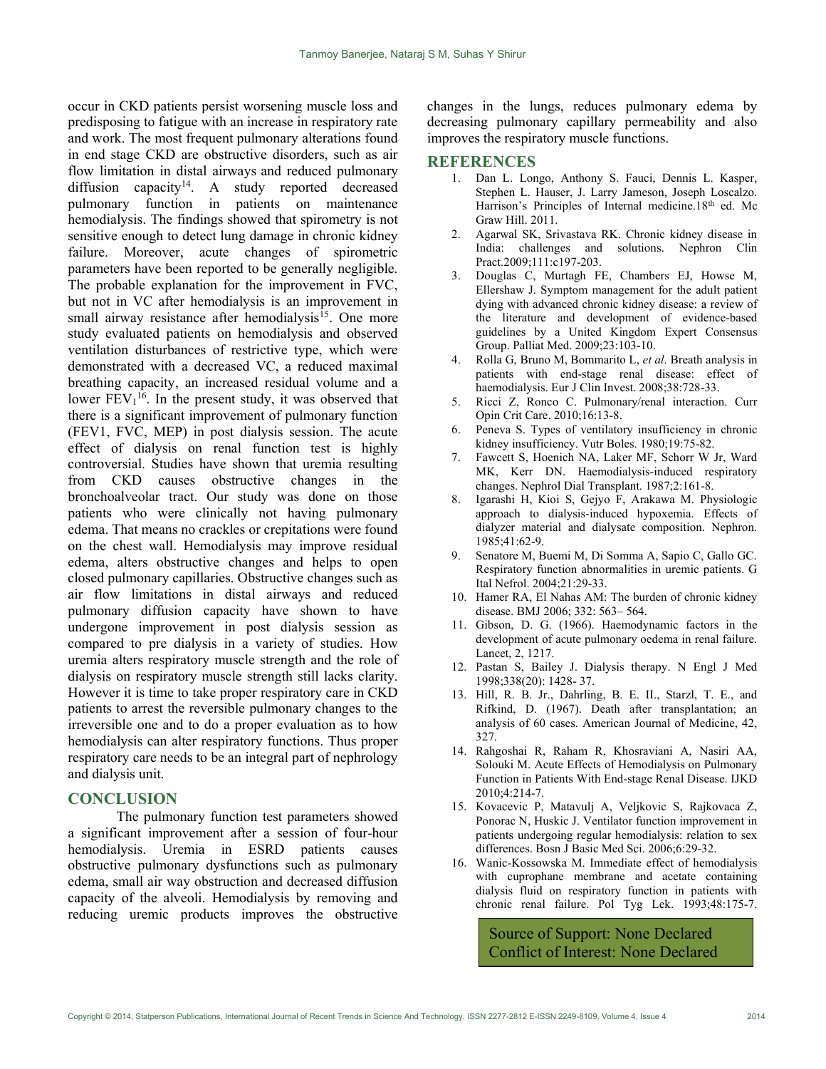occur in CKD patients persist worsening muscle loss and predisposing to fatigue with an increase in respiratory rate and work. The most frequent pulmonary alterations found in end stage CKD are obstructive disorders, such as air flow limitation in distal airways and reduced pulmonary diffusion capacity[14]. A study reported decreased pulmonary function in patients on maintenance hemodialysis. The findings showed that spirometry is not sensitive enough to detect lung damage in chronic kidney failure. Moreover, acute changes of spirometric parameters have been reported to be generally negligible. The probable explanation for the improvement in FVC, but not in VC after hemodialysis is an improvement in small airway resistance after hemodialysis[15]. One more study evaluated patients on hemodialysis and observed ventilation disturbances of restrictive type, which were demonstrated with a decreased VC, a reduced maximal breathing capacity, an increased residual volume and a lower $FEV_1$[16]. In the present study, it was observed that there is a significant improvement of pulmonary function (FEV1, FVC, MEP) in post dialysis session. The acute effect of dialysis on renal function test is highly controversial. Studies have shown that uremia resulting from CKD causes obstructive changes in the bronchoalveolar tract. Our study was done on those patients who were clinically not having pulmonary edema. That means no crackles or crepitations were found on the chest wall. Hemodialysis may improve residual edema, alters obstructive changes and helps to open closed pulmonary capillaries. Obstructive changes such as air flow limitations in distal airways and reduced pulmonary diffusion capacity have shown to have undergone improvement in post dialysis session as compared to pre dialysis in a variety of studies. How uremia alters respiratory muscle strength and the role of dialysis on respiratory muscle strength still lacks clarity. However it is time to take proper respiratory care in CKD patients to arrest the reversible pulmonary changes to the irreversible one and to do a proper evaluation as to how hemodialysis can alter respiratory functions. Thus proper respiratory care needs to be an integral part of nephrology and dialysis unit.

## CONCLUSION

The pulmonary function test parameters showed a significant improvement after a session of four-hour hemodialysis. Uremia in ESRD patients causes obstructive pulmonary dysfunctions such as pulmonary edema, small air way obstruction and decreased diffusion capacity of the alveoli. Hemodialysis by removing and reducing uremic products improves the obstructive changes in the lungs, reduces pulmonary edema by decreasing pulmonary capillary permeability and also improves the respiratory muscle functions.

## REFERENCES

1. Dan L. Longo, Anthony S. Fauci, Dennis L. Kasper, Stephen L. Hauser, J. Larry Jameson, Joseph Loscalzo. Harrison's Principles of Internal medicine.18th ed. Mc Graw Hill. 2011.
2. Agarwal SK, Srivastava RK. Chronic kidney disease in India: challenges and solutions. Nephron Clin Pract.2009;111:c197-203.
3. Douglas C, Murtagh FE, Chambers EJ, Howse M, Ellershaw J. Symptom management for the adult patient dying with advanced chronic kidney disease: a review of the literature and development of evidence-based guidelines by a United Kingdom Expert Consensus Group. Palliat Med. 2009;23:103-10.
4. Rolla G, Bruno M, Bommarito L, *et al*. Breath analysis in patients with end-stage renal disease: effect of haemodialysis. Eur J Clin Invest. 2008;38:728-33.
5. Ricci Z, Ronco C. Pulmonary/renal interaction. Curr Opin Crit Care. 2010;16:13-8.
6. Peneva S. Types of ventilatory insufficiency in chronic kidney insufficiency. Vutr Boles. 1980;19:75-82.
7. Fawcett S, Hoenich NA, Laker MF, Schorr W Jr, Ward MK, Kerr DN. Haemodialysis-induced respiratory changes. Nephrol Dial Transplant. 1987;2:161-8.
8. Igarashi H, Kioi S, Gejyo F, Arakawa M. Physiologic approach to dialysis-induced hypoxemia. Effects of dialyzer material and dialysate composition. Nephron. 1985;41:62-9.
9. Senatore M, Buemi M, Di Somma A, Sapio C, Gallo GC. Respiratory function abnormalities in uremic patients. G Ital Nefrol. 2004;21:29-33.
10. Hamer RA, El Nahas AM: The burden of chronic kidney disease. BMJ 2006; 332: 563– 564.
11. Gibson, D. G. (1966). Haemodynamic factors in the development of acute pulmonary oedema in renal failure. Lancet, 2, 1217.
12. Pastan S, Bailey J. Dialysis therapy. N Engl J Med 1998;338(20): 1428- 37.
13. Hill, R. B. Jr., Dahrling, B. E. II., Starzl, T. E., and Rifkind, D. (1967). Death after transplantation; an analysis of 60 cases. American Journal of Medicine, 42, 327.
14. Rahgoshai R, Raham R, Khosraviani A, Nasiri AA, Solouki M. Acute Effects of Hemodialysis on Pulmonary Function in Patients With End-stage Renal Disease. IJKD 2010;4:214-7.
15. Kovacevic P, Matavulj A, Veljkovic S, Rajkovaca Z, Ponorac N, Huskic J. Ventilator function improvement in patients undergoing regular hemodialysis: relation to sex differences. Bosn J Basic Med Sci. 2006;6:29-32.
16. Wanic-Kossowska M. Immediate effect of hemodialysis with cuprophane membrane and acetate containing dialysis fluid on respiratory function in patients with chronic renal failure. Pol Tyg Lek. 1993;48:175-7.

Source of Support: None Declared
Conflict of Interest: None Declared